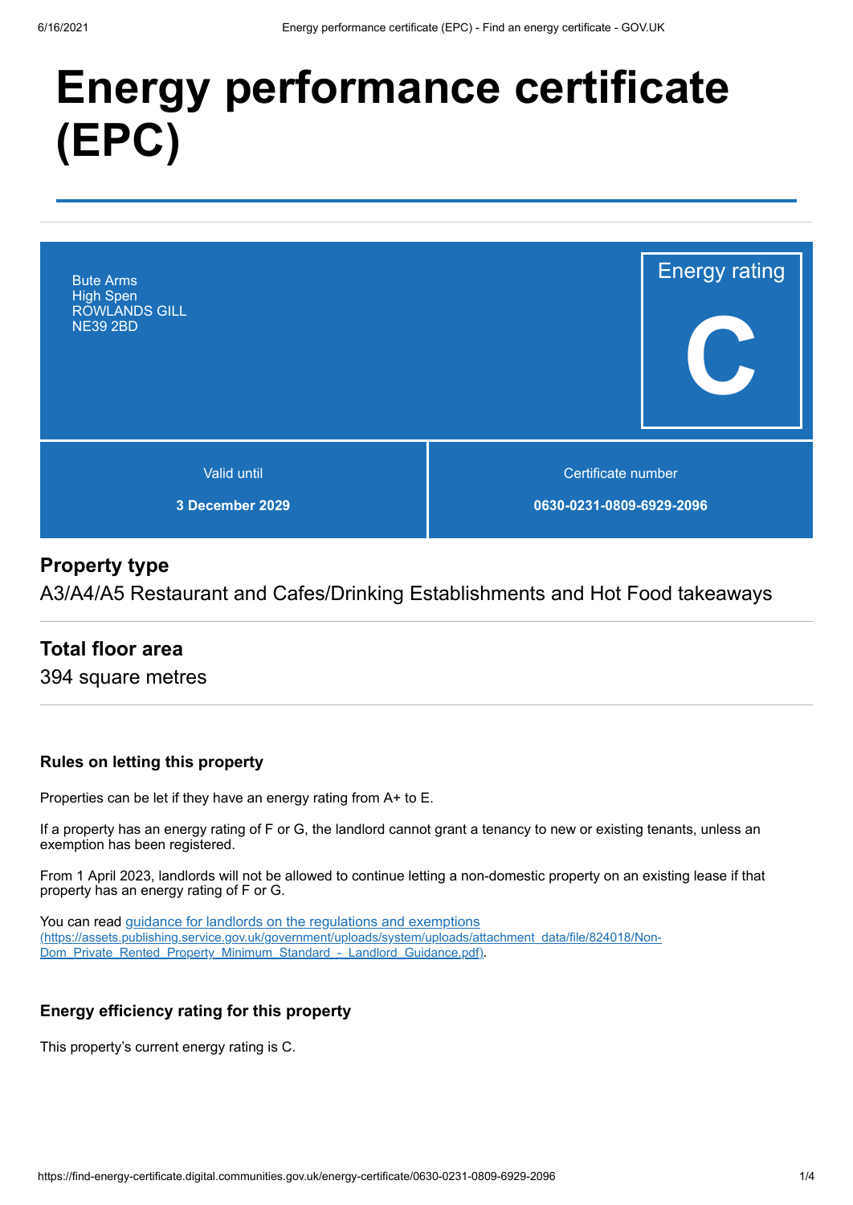# Energy performance certificate (EPC)

Bute Arms
High Spen
ROWLANDS GILL
NE39 2BD

Energy rating

**C**

| Valid until | Certificate number |
| --- | --- |
| **3 December 2029** | **0630-0231-0809-6929-2096** |

## Property type

A3/A4/A5 Restaurant and Cafes/Drinking Establishments and Hot Food takeaways

## Total floor area

394 square metres

### Rules on letting this property

Properties can be let if they have an energy rating from A+ to E.

If a property has an energy rating of F or G, the landlord cannot grant a tenancy to new or existing tenants, unless an exemption has been registered.

From 1 April 2023, landlords will not be allowed to continue letting a non-domestic property on an existing lease if that property has an energy rating of F or G.

You can read [guidance for landlords on the regulations and exemptions (https://assets.publishing.service.gov.uk/government/uploads/system/uploads/attachment_data/file/824018/Non-Dom_Private_Rented_Property_Minimum_Standard_-_Landlord_Guidance.pdf)](https://assets.publishing.service.gov.uk/government/uploads/system/uploads/attachment_data/file/824018/Non-Dom_Private_Rented_Property_Minimum_Standard_-_Landlord_Guidance.pdf).

### Energy efficiency rating for this property

This property's current energy rating is C.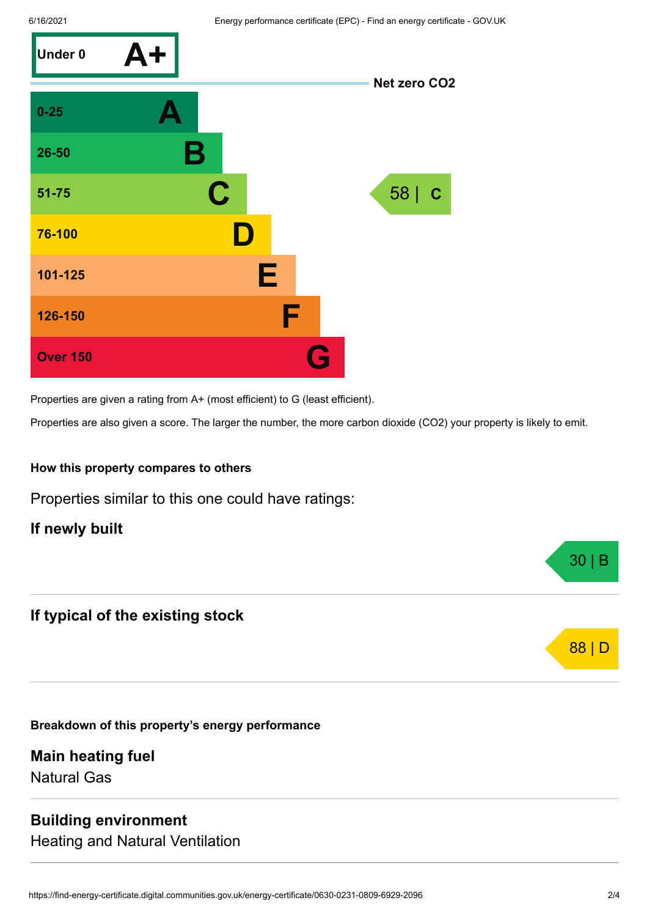Under 0 A+

Net zero $CO_2$

0-25 A

26-50 B

51-75 C

76-100 D

101-125 E

126-150 F

Over 150 G

58 | C

Properties are given a rating from A+ (most efficient) to G (least efficient).

Properties are also given a score. The larger the number, the more carbon dioxide ($CO_2$) your property is likely to emit.

### How this property compares to others

Properties similar to this one could have ratings:

#### If newly built

30 | B

#### If typical of the existing stock

88 | D

### Breakdown of this property's energy performance

#### Main heating fuel

Natural Gas

#### Building environment

Heating and Natural Ventilation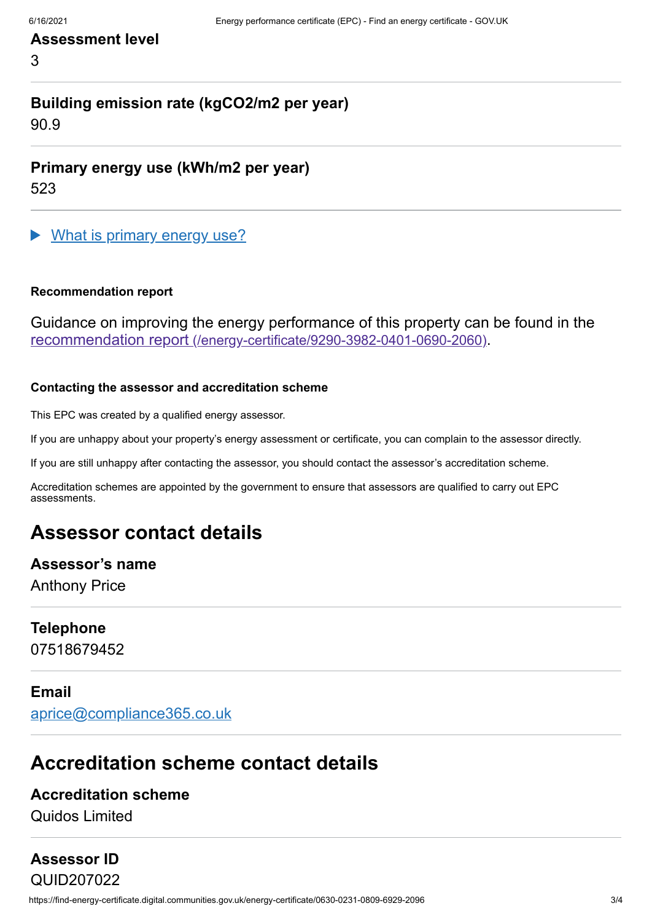**Assessment level**

3

**Building emission rate (kgCO2/m2 per year)**

90.9

**Primary energy use (kWh/m2 per year)**

523

▶ What is primary energy use?

#### Recommendation report

Guidance on improving the energy performance of this property can be found in the recommendation report (/energy-certificate/9290-3982-0401-0690-2060).

#### Contacting the assessor and accreditation scheme

This EPC was created by a qualified energy assessor.

If you are unhappy about your property's energy assessment or certificate, you can complain to the assessor directly.

If you are still unhappy after contacting the assessor, you should contact the assessor's accreditation scheme.

Accreditation schemes are appointed by the government to ensure that assessors are qualified to carry out EPC assessments.

## Assessor contact details

**Assessor's name**

Anthony Price

**Telephone**

07518679452

**Email**

aprice@compliance365.co.uk

## Accreditation scheme contact details

**Accreditation scheme**

Quidos Limited

**Assessor ID**

QUID207022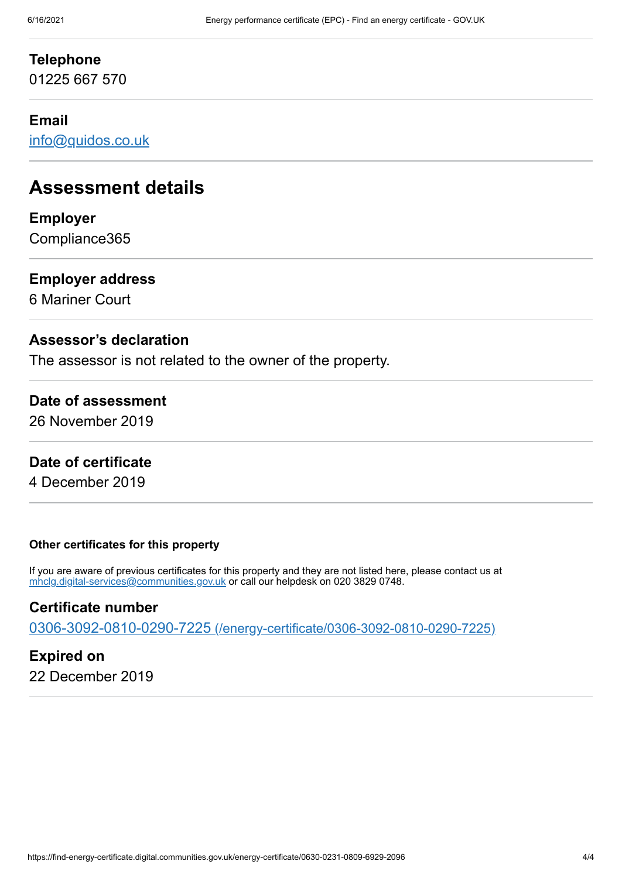**Telephone**

01225 667 570

**Email**

info@quidos.co.uk

## Assessment details

**Employer**

Compliance365

**Employer address**

6 Mariner Court

**Assessor's declaration**

The assessor is not related to the owner of the property.

**Date of assessment**

26 November 2019

**Date of certificate**

4 December 2019

**Other certificates for this property**

If you are aware of previous certificates for this property and they are not listed here, please contact us at mhclg.digital-services@communities.gov.uk or call our helpdesk on 020 3829 0748.

**Certificate number**

0306-3092-0810-0290-7225 (/energy-certificate/0306-3092-0810-0290-7225)

**Expired on**

22 December 2019